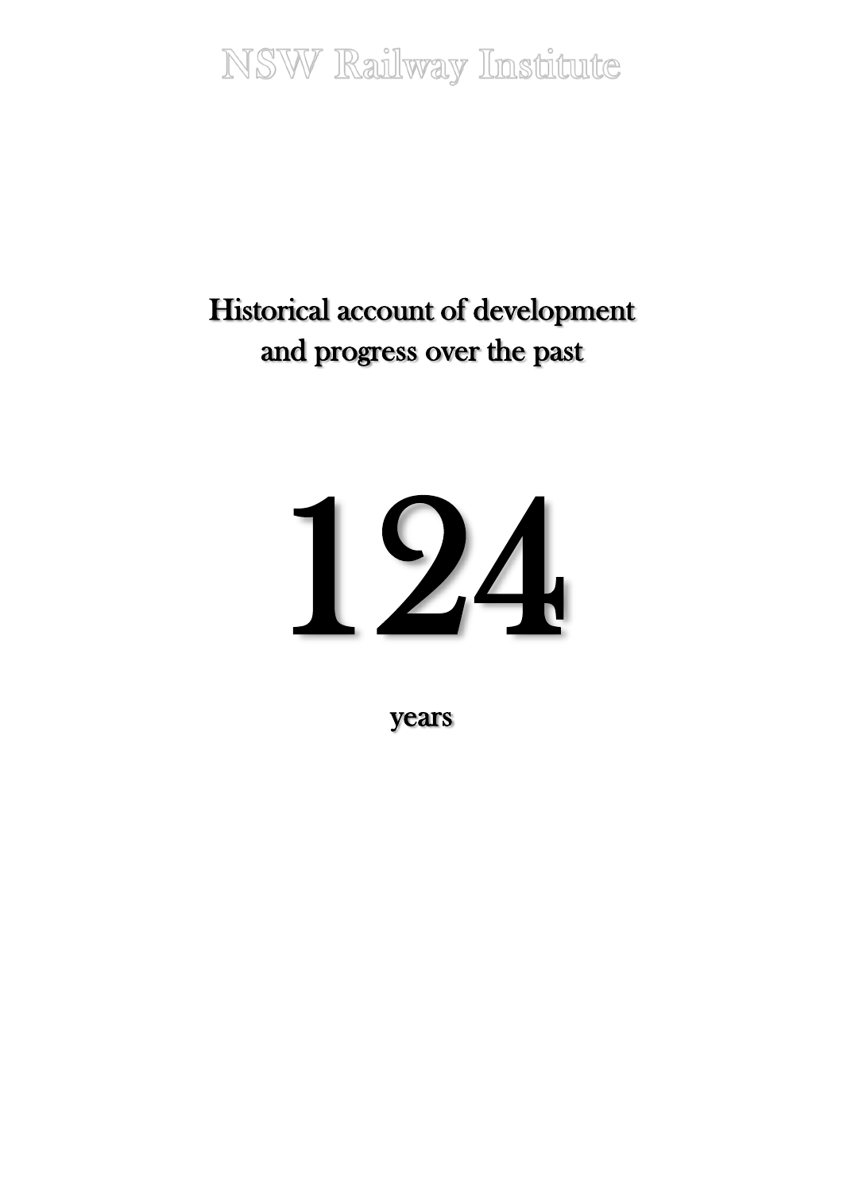NSW Railway Institute

# Historical account of development and progress over the past

# 124

years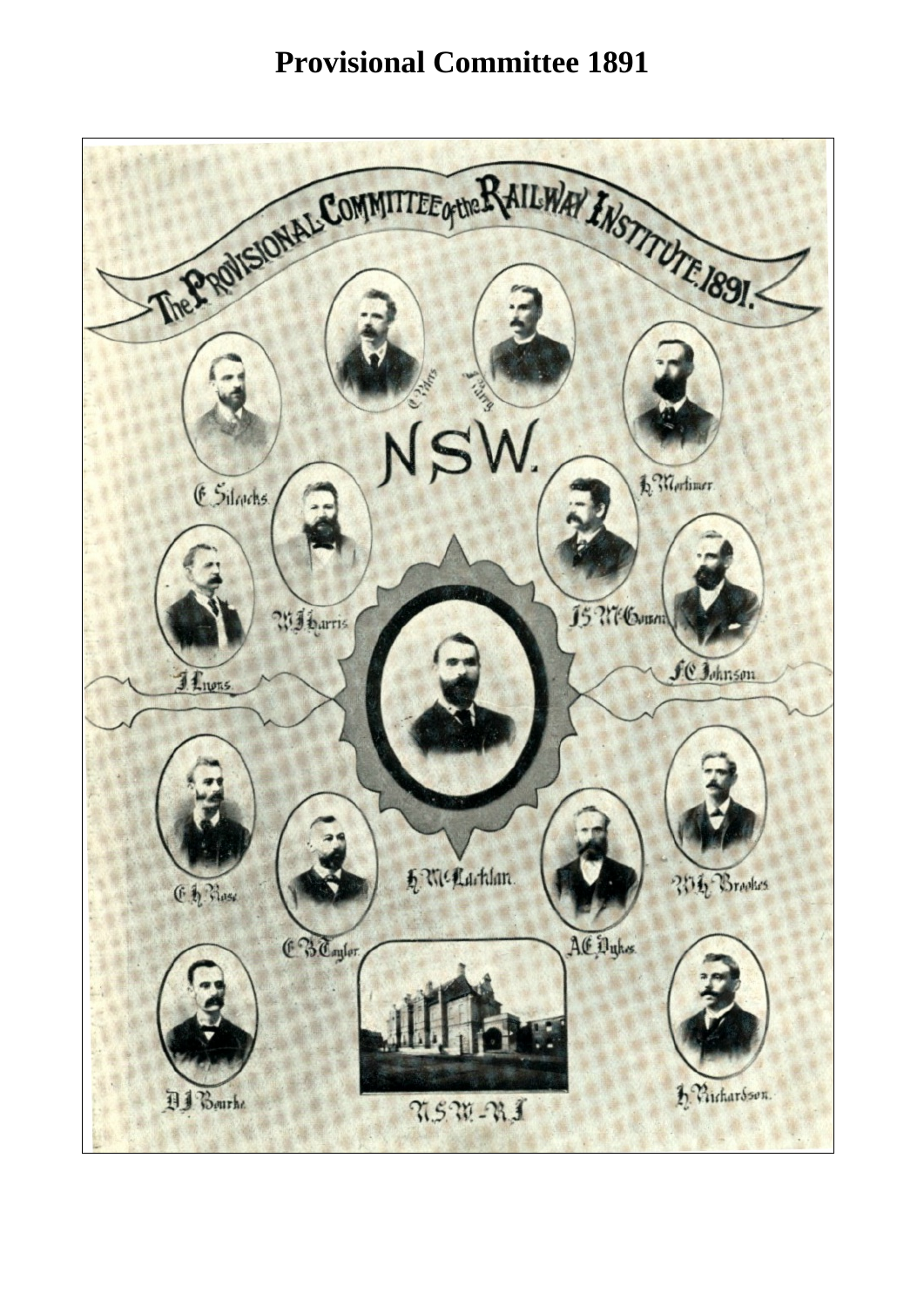# Provisional Committee 1891

The Provisional Committee of the Railway Institute 1891.

NSW.

C. Peters

J. Parry

E. Silcocks.

H. Mortimer.

W. J. Harris.

J. S. McGowen.

J. Lyons.

F. C. Johnson.

H. McLachlan.

E. H. Rose.

W. H. Brookes.

E. B. Taylor.

A. E. Dykes.

D. J. Bourke.

H. Richardson.

N.S.W.-R.I.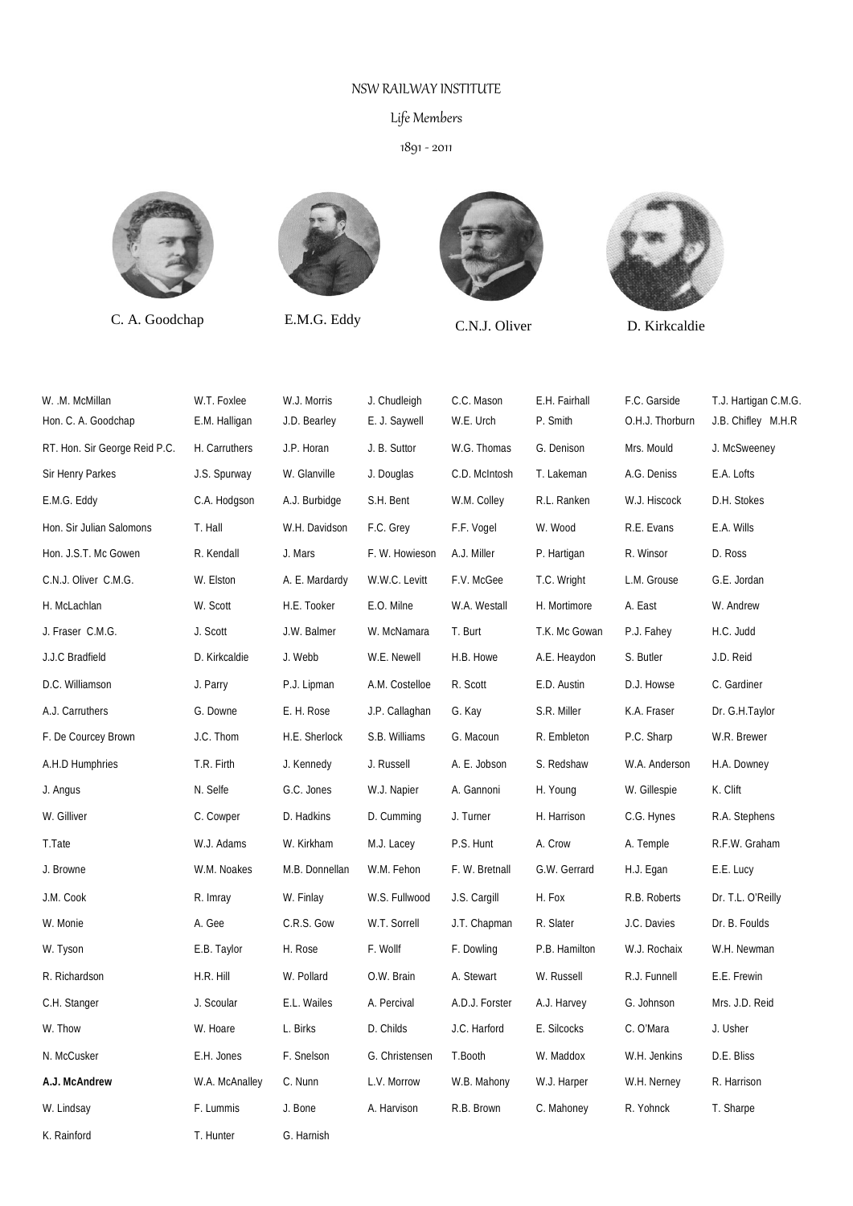NSW RAILWAY INSTITUTE

Life Members

1891 - 2011

C. A. Goodchap E.M.G. Eddy C.N.J. Oliver D. Kirkcaldie

| | | | | | | | |
|---|---|---|---|---|---|---|---|
| W. .M. McMillan | W.T. Foxlee | W.J. Morris | J. Chudleigh | C.C. Mason | E.H. Fairhall | F.C. Garside | T.J. Hartigan C.M.G. |
| Hon. C. A. Goodchap | E.M. Halligan | J.D. Bearley | E. J. Saywell | W.E. Urch | P. Smith | O.H.J. Thorburn | J.B. Chifley M.H.R |
| RT. Hon. Sir George Reid P.C. | H. Carruthers | J.P. Horan | J. B. Suttor | W.G. Thomas | G. Denison | Mrs. Mould | J. McSweeney |
| Sir Henry Parkes | J.S. Spurway | W. Glanville | J. Douglas | C.D. McIntosh | T. Lakeman | A.G. Deniss | E.A. Lofts |
| E.M.G. Eddy | C.A. Hodgson | A.J. Burbidge | S.H. Bent | W.M. Colley | R.L. Ranken | W.J. Hiscock | D.H. Stokes |
| Hon. Sir Julian Salomons | T. Hall | W.H. Davidson | F.C. Grey | F.F. Vogel | W. Wood | R.E. Evans | E.A. Wills |
| Hon. J.S.T. Mc Gowen | R. Kendall | J. Mars | F. W. Howieson | A.J. Miller | P. Hartigan | R. Winsor | D. Ross |
| C.N.J. Oliver C.M.G. | W. Elston | A. E. Mardardy | W.W.C. Levitt | F.V. McGee | T.C. Wright | L.M. Grouse | G.E. Jordan |
| H. McLachlan | W. Scott | H.E. Tooker | E.O. Milne | W.A. Westall | H. Mortimore | A. East | W. Andrew |
| J. Fraser C.M.G. | J. Scott | J.W. Balmer | W. McNamara | T. Burt | T.K. Mc Gowan | P.J. Fahey | H.C. Judd |
| J.J.C Bradfield | D. Kirkcaldie | J. Webb | W.E. Newell | H.B. Howe | A.E. Heaydon | S. Butler | J.D. Reid |
| D.C. Williamson | J. Parry | P.J. Lipman | A.M. Costelloe | R. Scott | E.D. Austin | D.J. Howse | C. Gardiner |
| A.J. Carruthers | G. Downe | E. H. Rose | J.P. Callaghan | G. Kay | S.R. Miller | K.A. Fraser | Dr. G.H.Taylor |
| F. De Courcey Brown | J.C. Thom | H.E. Sherlock | S.B. Williams | G. Macoun | R. Embleton | P.C. Sharp | W.R. Brewer |
| A.H.D Humphries | T.R. Firth | J. Kennedy | J. Russell | A. E. Jobson | S. Redshaw | W.A. Anderson | H.A. Downey |
| J. Angus | N. Selfe | G.C. Jones | W.J. Napier | A. Gannoni | H. Young | W. Gillespie | K. Clift |
| W. Gilliver | C. Cowper | D. Hadkins | D. Cumming | J. Turner | H. Harrison | C.G. Hynes | R.A. Stephens |
| T.Tate | W.J. Adams | W. Kirkham | M.J. Lacey | P.S. Hunt | A. Crow | A. Temple | R.F.W. Graham |
| J. Browne | W.M. Noakes | M.B. Donnellan | W.M. Fehon | F. W. Bretnall | G.W. Gerrard | H.J. Egan | E.E. Lucy |
| J.M. Cook | R. Imray | W. Finlay | W.S. Fullwood | J.S. Cargill | H. Fox | R.B. Roberts | Dr. T.L. O'Reilly |
| W. Monie | A. Gee | C.R.S. Gow | W.T. Sorrell | J.T. Chapman | R. Slater | J.C. Davies | Dr. B. Foulds |
| W. Tyson | E.B. Taylor | H. Rose | F. Wolff | F. Dowling | P.B. Hamilton | W.J. Rochaix | W.H. Newman |
| R. Richardson | H.R. Hill | W. Pollard | O.W. Brain | A. Stewart | W. Russell | R.J. Funnell | E.E. Frewin |
| C.H. Stanger | J. Scoular | E.L. Wailes | A. Percival | A.D.J. Forster | A.J. Harvey | G. Johnson | Mrs. J.D. Reid |
| W. Thow | W. Hoare | L. Birks | D. Childs | J.C. Harford | E. Silcocks | C. O'Mara | J. Usher |
| N. McCusker | E.H. Jones | F. Snelson | G. Christensen | T.Booth | W. Maddox | W.H. Jenkins | D.E. Bliss |
| **A.J. McAndrew** | W.A. McAnalley | C. Nunn | L.V. Morrow | W.B. Mahony | W.J. Harper | W.H. Nerney | R. Harrison |
| W. Lindsay | F. Lummis | J. Bone | A. Harvison | R.B. Brown | C. Mahoney | R. Yohnck | T. Sharpe |
| K. Rainford | T. Hunter | G. Harnish | | | | | |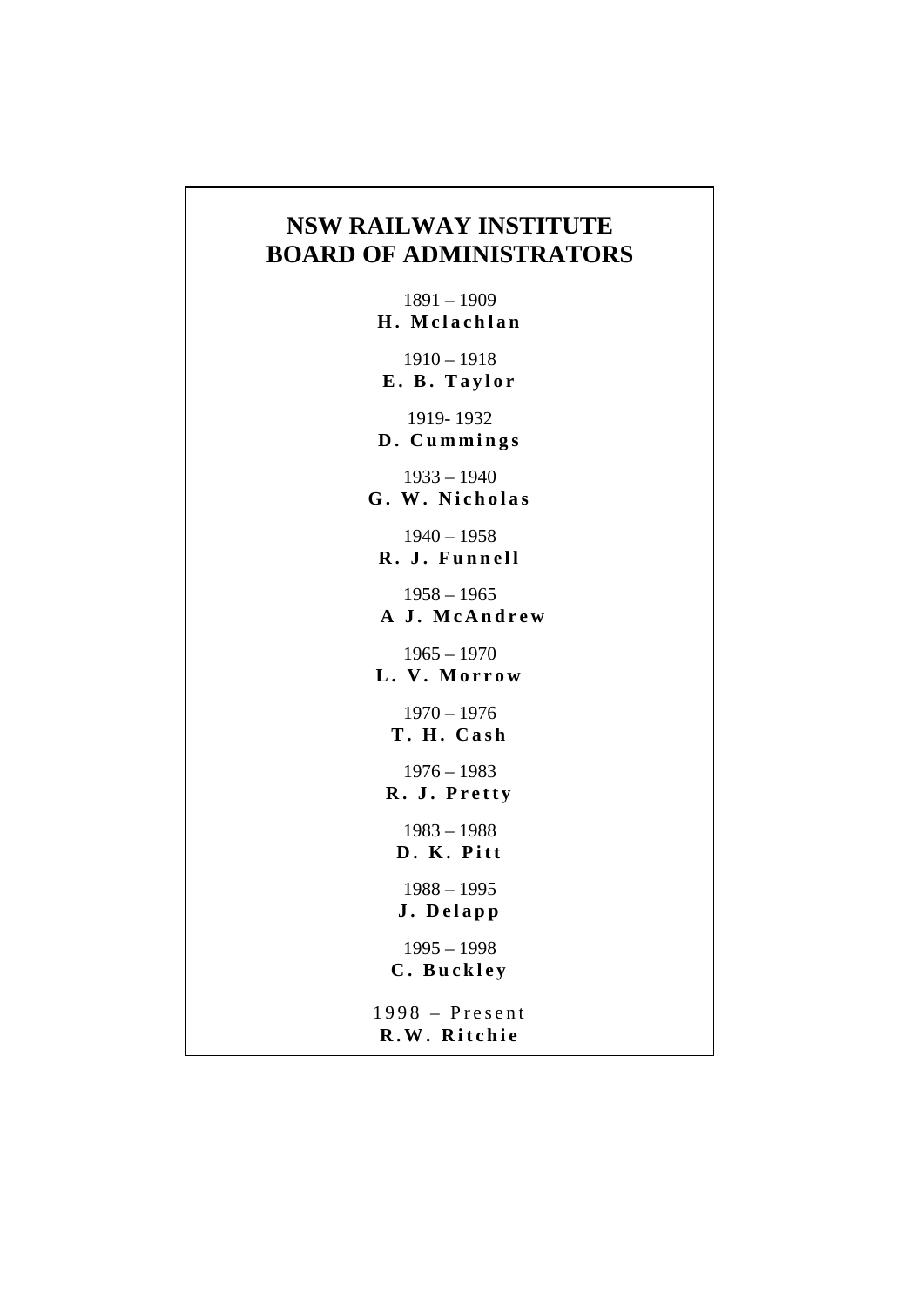# NSW RAILWAY INSTITUTE BOARD OF ADMINISTRATORS

1891 – 1909
**H. Mclachlan**

1910 – 1918
**E. B. Taylor**

1919- 1932
**D. Cummings**

1933 – 1940
**G. W. Nicholas**

1940 – 1958
**R. J. Funnell**

1958 – 1965
**A J. McAndrew**

1965 – 1970
**L. V. Morrow**

1970 – 1976
**T. H. Cash**

1976 – 1983
**R. J. Pretty**

1983 – 1988
**D. K. Pitt**

1988 – 1995
**J. Delapp**

1995 – 1998
**C. Buckley**

1998 – Present
**R.W. Ritchie**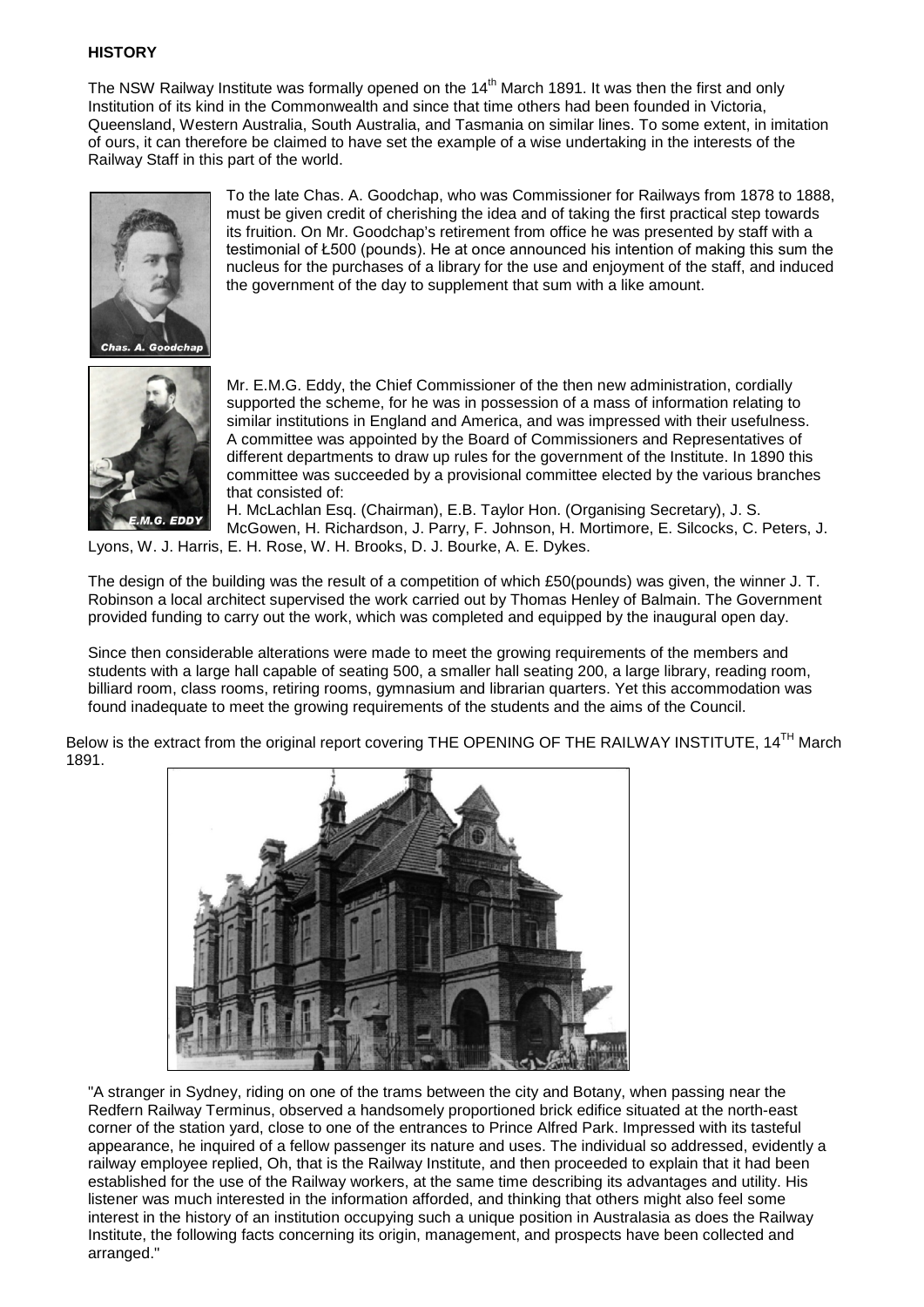**HISTORY**

The NSW Railway Institute was formally opened on the 14th March 1891. It was then the first and only Institution of its kind in the Commonwealth and since that time others had been founded in Victoria, Queensland, Western Australia, South Australia, and Tasmania on similar lines. To some extent, in imitation of ours, it can therefore be claimed to have set the example of a wise undertaking in the interests of the Railway Staff in this part of the world.

Chas. A. Goodchap

To the late Chas. A. Goodchap, who was Commissioner for Railways from 1878 to 1888, must be given credit of cherishing the idea and of taking the first practical step towards its fruition. On Mr. Goodchap's retirement from office he was presented by staff with a testimonial of Ł500 (pounds). He at once announced his intention of making this sum the nucleus for the purchases of a library for the use and enjoyment of the staff, and induced the government of the day to supplement that sum with a like amount.

E.M.G. EDDY

Mr. E.M.G. Eddy, the Chief Commissioner of the then new administration, cordially supported the scheme, for he was in possession of a mass of information relating to similar institutions in England and America, and was impressed with their usefulness. A committee was appointed by the Board of Commissioners and Representatives of different departments to draw up rules for the government of the Institute. In 1890 this committee was succeeded by a provisional committee elected by the various branches that consisted of:

H. McLachlan Esq. (Chairman), E.B. Taylor Hon. (Organising Secretary), J. S. McGowen, H. Richardson, J. Parry, F. Johnson, H. Mortimore, E. Silcocks, C. Peters, J. Lyons, W. J. Harris, E. H. Rose, W. H. Brooks, D. J. Bourke, A. E. Dykes.

The design of the building was the result of a competition of which £50(pounds) was given, the winner J. T. Robinson a local architect supervised the work carried out by Thomas Henley of Balmain. The Government provided funding to carry out the work, which was completed and equipped by the inaugural open day.

Since then considerable alterations were made to meet the growing requirements of the members and students with a large hall capable of seating 500, a smaller hall seating 200, a large library, reading room, billiard room, class rooms, retiring rooms, gymnasium and librarian quarters. Yet this accommodation was found inadequate to meet the growing requirements of the students and the aims of the Council.

Below is the extract from the original report covering THE OPENING OF THE RAILWAY INSTITUTE, 14TH March 1891.

"A stranger in Sydney, riding on one of the trams between the city and Botany, when passing near the Redfern Railway Terminus, observed a handsomely proportioned brick edifice situated at the north-east corner of the station yard, close to one of the entrances to Prince Alfred Park. Impressed with its tasteful appearance, he inquired of a fellow passenger its nature and uses. The individual so addressed, evidently a railway employee replied, Oh, that is the Railway Institute, and then proceeded to explain that it had been established for the use of the Railway workers, at the same time describing its advantages and utility. His listener was much interested in the information afforded, and thinking that others might also feel some interest in the history of an institution occupying such a unique position in Australasia as does the Railway Institute, the following facts concerning its origin, management, and prospects have been collected and arranged."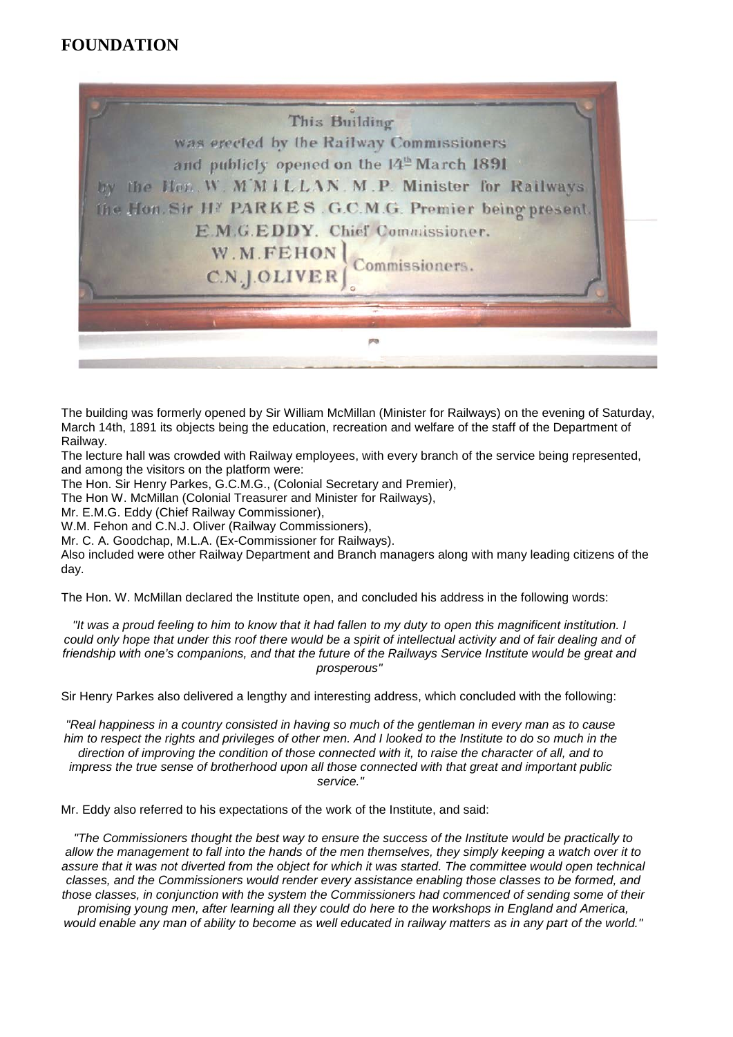## FOUNDATION

This Building
was erected by the Railway Commissioners
and publicly opened on the 14th March 1891
by the Hon. W. McMILLAN. M.P. Minister for Railways
the Hon. Sir Hy PARKES. G.C.M.G. Premier being present.
E.M.G. EDDY. Chief Commissioner.
W.M. FEHON } Commissioners.
C.N.J. OLIVER }

The building was formerly opened by Sir William McMillan (Minister for Railways) on the evening of Saturday, March 14th, 1891 its objects being the education, recreation and welfare of the staff of the Department of Railway.

The lecture hall was crowded with Railway employees, with every branch of the service being represented, and among the visitors on the platform were:

The Hon. Sir Henry Parkes, G.C.M.G., (Colonial Secretary and Premier),
The Hon W. McMillan (Colonial Treasurer and Minister for Railways),
Mr. E.M.G. Eddy (Chief Railway Commissioner),
W.M. Fehon and C.N.J. Oliver (Railway Commissioners),
Mr. C. A. Goodchap, M.L.A. (Ex-Commissioner for Railways).

Also included were other Railway Department and Branch managers along with many leading citizens of the day.

The Hon. W. McMillan declared the Institute open, and concluded his address in the following words:

*"It was a proud feeling to him to know that it had fallen to my duty to open this magnificent institution. I could only hope that under this roof there would be a spirit of intellectual activity and of fair dealing and of friendship with one's companions, and that the future of the Railways Service Institute would be great and prosperous"*

Sir Henry Parkes also delivered a lengthy and interesting address, which concluded with the following:

*"Real happiness in a country consisted in having so much of the gentleman in every man as to cause him to respect the rights and privileges of other men. And I looked to the Institute to do so much in the direction of improving the condition of those connected with it, to raise the character of all, and to impress the true sense of brotherhood upon all those connected with that great and important public service."*

Mr. Eddy also referred to his expectations of the work of the Institute, and said:

*"The Commissioners thought the best way to ensure the success of the Institute would be practically to allow the management to fall into the hands of the men themselves, they simply keeping a watch over it to assure that it was not diverted from the object for which it was started. The committee would open technical classes, and the Commissioners would render every assistance enabling those classes to be formed, and those classes, in conjunction with the system the Commissioners had commenced of sending some of their promising young men, after learning all they could do here to the workshops in England and America, would enable any man of ability to become as well educated in railway matters as in any part of the world."*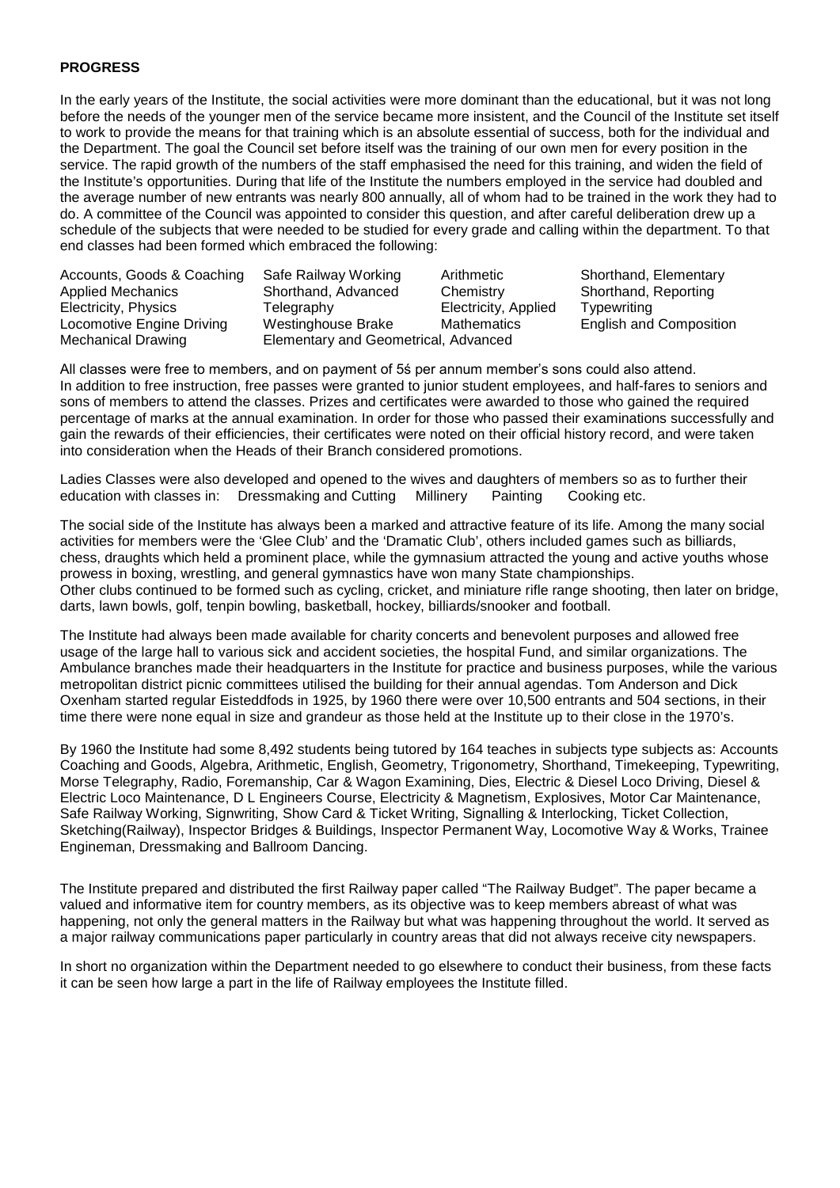**PROGRESS**

In the early years of the Institute, the social activities were more dominant than the educational, but it was not long before the needs of the younger men of the service became more insistent, and the Council of the Institute set itself to work to provide the means for that training which is an absolute essential of success, both for the individual and the Department. The goal the Council set before itself was the training of our own men for every position in the service. The rapid growth of the numbers of the staff emphasised the need for this training, and widen the field of the Institute's opportunities. During that life of the Institute the numbers employed in the service had doubled and the average number of new entrants was nearly 800 annually, all of whom had to be trained in the work they had to do. A committee of the Council was appointed to consider this question, and after careful deliberation drew up a schedule of the subjects that were needed to be studied for every grade and calling within the department. To that end classes had been formed which embraced the following:

| | | | |
|---|---|---|---|
| Accounts, Goods & Coaching | Safe Railway Working | Arithmetic | Shorthand, Elementary |
| Applied Mechanics | Shorthand, Advanced | Chemistry | Shorthand, Reporting |
| Electricity, Physics | Telegraphy | Electricity, Applied | Typewriting |
| Locomotive Engine Driving | Westinghouse Brake | Mathematics | English and Composition |
| Mechanical Drawing | Elementary and Geometrical, Advanced | | |

All classes were free to members, and on payment of 5ś per annum member's sons could also attend. In addition to free instruction, free passes were granted to junior student employees, and half-fares to seniors and sons of members to attend the classes. Prizes and certificates were awarded to those who gained the required percentage of marks at the annual examination. In order for those who passed their examinations successfully and gain the rewards of their efficiencies, their certificates were noted on their official history record, and were taken into consideration when the Heads of their Branch considered promotions.

Ladies Classes were also developed and opened to the wives and daughters of members so as to further their education with classes in: Dressmaking and Cutting Millinery Painting Cooking etc.

The social side of the Institute has always been a marked and attractive feature of its life. Among the many social activities for members were the 'Glee Club' and the 'Dramatic Club', others included games such as billiards, chess, draughts which held a prominent place, while the gymnasium attracted the young and active youths whose prowess in boxing, wrestling, and general gymnastics have won many State championships.
Other clubs continued to be formed such as cycling, cricket, and miniature rifle range shooting, then later on bridge, darts, lawn bowls, golf, tenpin bowling, basketball, hockey, billiards/snooker and football.

The Institute had always been made available for charity concerts and benevolent purposes and allowed free usage of the large hall to various sick and accident societies, the hospital Fund, and similar organizations. The Ambulance branches made their headquarters in the Institute for practice and business purposes, while the various metropolitan district picnic committees utilised the building for their annual agendas. Tom Anderson and Dick Oxenham started regular Eisteddfods in 1925, by 1960 there were over 10,500 entrants and 504 sections, in their time there were none equal in size and grandeur as those held at the Institute up to their close in the 1970's.

By 1960 the Institute had some 8,492 students being tutored by 164 teaches in subjects type subjects as: Accounts Coaching and Goods, Algebra, Arithmetic, English, Geometry, Trigonometry, Shorthand, Timekeeping, Typewriting, Morse Telegraphy, Radio, Foremanship, Car & Wagon Examining, Dies, Electric & Diesel Loco Driving, Diesel & Electric Loco Maintenance, D L Engineers Course, Electricity & Magnetism, Explosives, Motor Car Maintenance, Safe Railway Working, Signwriting, Show Card & Ticket Writing, Signalling & Interlocking, Ticket Collection, Sketching(Railway), Inspector Bridges & Buildings, Inspector Permanent Way, Locomotive Way & Works, Trainee Engineman, Dressmaking and Ballroom Dancing.

The Institute prepared and distributed the first Railway paper called "The Railway Budget". The paper became a valued and informative item for country members, as its objective was to keep members abreast of what was happening, not only the general matters in the Railway but what was happening throughout the world. It served as a major railway communications paper particularly in country areas that did not always receive city newspapers.

In short no organization within the Department needed to go elsewhere to conduct their business, from these facts it can be seen how large a part in the life of Railway employees the Institute filled.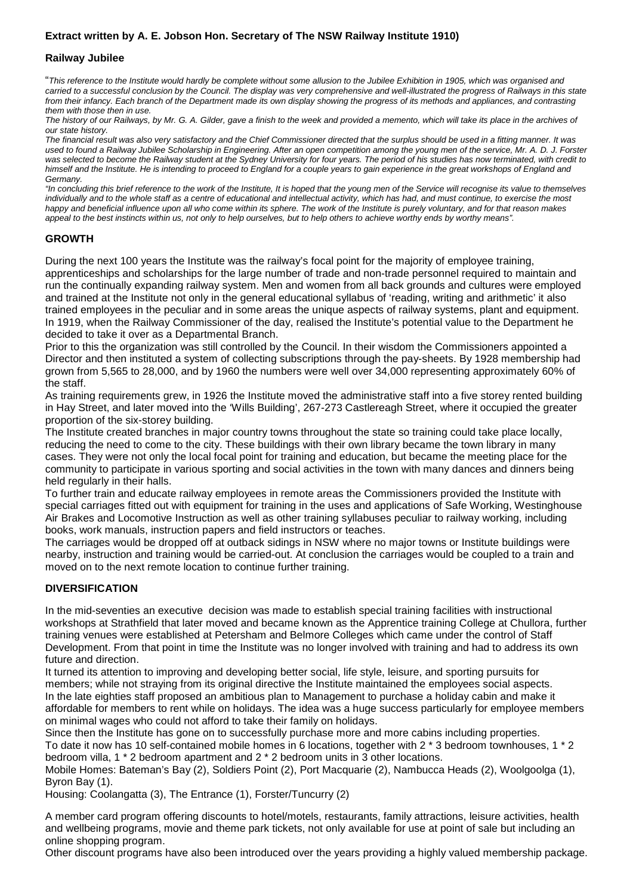**Extract written by A. E. Jobson Hon. Secretary of The NSW Railway Institute 1910)**

**Railway Jubilee**

"*This reference to the Institute would hardly be complete without some allusion to the Jubilee Exhibition in 1905, which was organised and carried to a successful conclusion by the Council. The display was very comprehensive and well-illustrated the progress of Railways in this state from their infancy. Each branch of the Department made its own display showing the progress of its methods and appliances, and contrasting them with those then in use.*

*The history of our Railways, by Mr. G. A. Gilder, gave a finish to the week and provided a memento, which will take its place in the archives of our state history.*

*The financial result was also very satisfactory and the Chief Commissioner directed that the surplus should be used in a fitting manner. It was used to found a Railway Jubilee Scholarship in Engineering. After an open competition among the young men of the service, Mr. A. D. J. Forster was selected to become the Railway student at the Sydney University for four years. The period of his studies has now terminated, with credit to himself and the Institute. He is intending to proceed to England for a couple years to gain experience in the great workshops of England and Germany.*

*"In concluding this brief reference to the work of the Institute, It is hoped that the young men of the Service will recognise its value to themselves individually and to the whole staff as a centre of educational and intellectual activity, which has had, and must continue, to exercise the most happy and beneficial influence upon all who come within its sphere. The work of the Institute is purely voluntary, and for that reason makes appeal to the best instincts within us, not only to help ourselves, but to help others to achieve worthy ends by worthy means".*

## GROWTH

During the next 100 years the Institute was the railway's focal point for the majority of employee training, apprenticeships and scholarships for the large number of trade and non-trade personnel required to maintain and run the continually expanding railway system. Men and women from all back grounds and cultures were employed and trained at the Institute not only in the general educational syllabus of 'reading, writing and arithmetic' it also trained employees in the peculiar and in some areas the unique aspects of railway systems, plant and equipment.

In 1919, when the Railway Commissioner of the day, realised the Institute's potential value to the Department he decided to take it over as a Departmental Branch.

Prior to this the organization was still controlled by the Council. In their wisdom the Commissioners appointed a Director and then instituted a system of collecting subscriptions through the pay-sheets. By 1928 membership had grown from 5,565 to 28,000, and by 1960 the numbers were well over 34,000 representing approximately 60% of the staff.

As training requirements grew, in 1926 the Institute moved the administrative staff into a five storey rented building in Hay Street, and later moved into the 'Wills Building', 267-273 Castlereagh Street, where it occupied the greater proportion of the six-storey building.

The Institute created branches in major country towns throughout the state so training could take place locally, reducing the need to come to the city. These buildings with their own library became the town library in many cases. They were not only the local focal point for training and education, but became the meeting place for the community to participate in various sporting and social activities in the town with many dances and dinners being held regularly in their halls.

To further train and educate railway employees in remote areas the Commissioners provided the Institute with special carriages fitted out with equipment for training in the uses and applications of Safe Working, Westinghouse Air Brakes and Locomotive Instruction as well as other training syllabuses peculiar to railway working, including books, work manuals, instruction papers and field instructors or teaches.

The carriages would be dropped off at outback sidings in NSW where no major towns or Institute buildings were nearby, instruction and training would be carried-out. At conclusion the carriages would be coupled to a train and moved on to the next remote location to continue further training.

## DIVERSIFICATION

In the mid-seventies an executive decision was made to establish special training facilities with instructional workshops at Strathfield that later moved and became known as the Apprentice training College at Chullora, further training venues were established at Petersham and Belmore Colleges which came under the control of Staff Development. From that point in time the Institute was no longer involved with training and had to address its own future and direction.

It turned its attention to improving and developing better social, life style, leisure, and sporting pursuits for members; while not straying from its original directive the Institute maintained the employees social aspects.

In the late eighties staff proposed an ambitious plan to Management to purchase a holiday cabin and make it affordable for members to rent while on holidays. The idea was a huge success particularly for employee members on minimal wages who could not afford to take their family on holidays.

Since then the Institute has gone on to successfully purchase more and more cabins including properties.

To date it now has 10 self-contained mobile homes in 6 locations, together with 2 * 3 bedroom townhouses, 1 * 2 bedroom villa, 1 * 2 bedroom apartment and 2 * 2 bedroom units in 3 other locations.

Mobile Homes: Bateman's Bay (2), Soldiers Point (2), Port Macquarie (2), Nambucca Heads (2), Woolgoolga (1), Byron Bay (1).

Housing: Coolangatta (3), The Entrance (1), Forster/Tuncurry (2)

A member card program offering discounts to hotel/motels, restaurants, family attractions, leisure activities, health and wellbeing programs, movie and theme park tickets, not only available for use at point of sale but including an online shopping program.

Other discount programs have also been introduced over the years providing a highly valued membership package.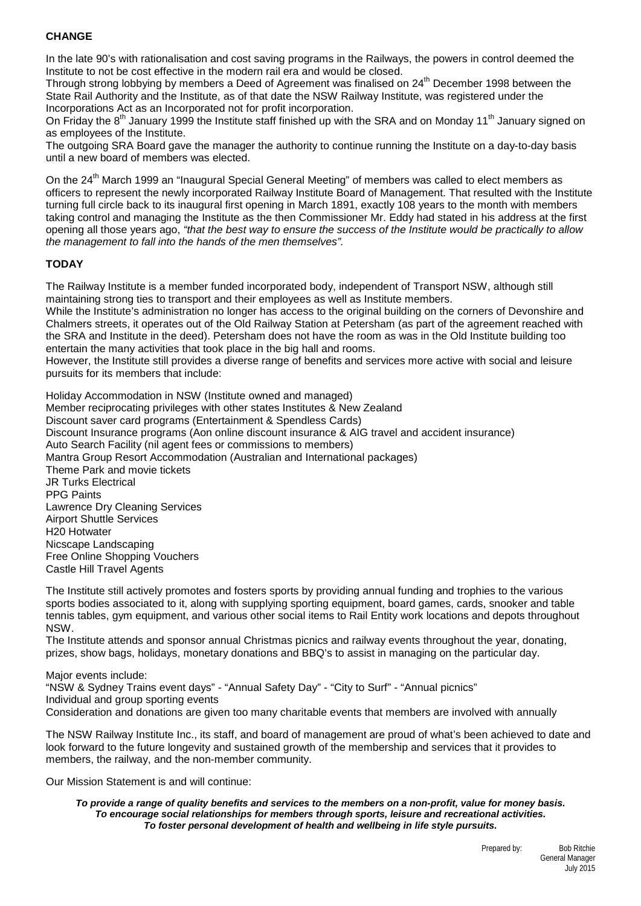**CHANGE**

In the late 90's with rationalisation and cost saving programs in the Railways, the powers in control deemed the Institute to not be cost effective in the modern rail era and would be closed.
Through strong lobbying by members a Deed of Agreement was finalised on 24th December 1998 between the State Rail Authority and the Institute, as of that date the NSW Railway Institute, was registered under the Incorporations Act as an Incorporated not for profit incorporation.
On Friday the 8th January 1999 the Institute staff finished up with the SRA and on Monday 11th January signed on as employees of the Institute.
The outgoing SRA Board gave the manager the authority to continue running the Institute on a day-to-day basis until a new board of members was elected.

On the 24th March 1999 an "Inaugural Special General Meeting" of members was called to elect members as officers to represent the newly incorporated Railway Institute Board of Management. That resulted with the Institute turning full circle back to its inaugural first opening in March 1891, exactly 108 years to the month with members taking control and managing the Institute as the then Commissioner Mr. Eddy had stated in his address at the first opening all those years ago, *"that the best way to ensure the success of the Institute would be practically to allow the management to fall into the hands of the men themselves".*

**TODAY**

The Railway Institute is a member funded incorporated body, independent of Transport NSW, although still maintaining strong ties to transport and their employees as well as Institute members.
While the Institute's administration no longer has access to the original building on the corners of Devonshire and Chalmers streets, it operates out of the Old Railway Station at Petersham (as part of the agreement reached with the SRA and Institute in the deed). Petersham does not have the room as was in the Old Institute building too entertain the many activities that took place in the big hall and rooms.
However, the Institute still provides a diverse range of benefits and services more active with social and leisure pursuits for its members that include:

Holiday Accommodation in NSW (Institute owned and managed)
Member reciprocating privileges with other states Institutes & New Zealand
Discount saver card programs (Entertainment & Spendless Cards)
Discount Insurance programs (Aon online discount insurance & AIG travel and accident insurance)
Auto Search Facility (nil agent fees or commissions to members)
Mantra Group Resort Accommodation (Australian and International packages)
Theme Park and movie tickets
JR Turks Electrical
PPG Paints
Lawrence Dry Cleaning Services
Airport Shuttle Services
H20 Hotwater
Nicscape Landscaping
Free Online Shopping Vouchers
Castle Hill Travel Agents

The Institute still actively promotes and fosters sports by providing annual funding and trophies to the various sports bodies associated to it, along with supplying sporting equipment, board games, cards, snooker and table tennis tables, gym equipment, and various other social items to Rail Entity work locations and depots throughout NSW.
The Institute attends and sponsor annual Christmas picnics and railway events throughout the year, donating, prizes, show bags, holidays, monetary donations and BBQ's to assist in managing on the particular day.

Major events include:
"NSW & Sydney Trains event days" - "Annual Safety Day" - "City to Surf" - "Annual picnics"
Individual and group sporting events
Consideration and donations are given too many charitable events that members are involved with annually

The NSW Railway Institute Inc., its staff, and board of management are proud of what's been achieved to date and look forward to the future longevity and sustained growth of the membership and services that it provides to members, the railway, and the non-member community.

Our Mission Statement is and will continue:

***To provide a range of quality benefits and services to the members on a non-profit, value for money basis.***
***To encourage social relationships for members through sports, leisure and recreational activities.***
***To foster personal development of health and wellbeing in life style pursuits.***

Prepared by: Bob Ritchie
General Manager
July 2015